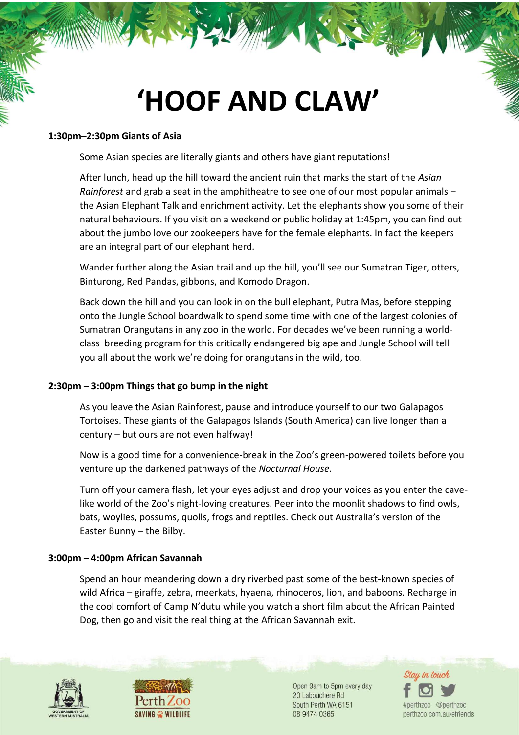# 'HOOF AND CLAW'

**1:30pm–2:30pm Giants of Asia**

Some Asian species are literally giants and others have giant reputations!

After lunch, head up the hill toward the ancient ruin that marks the start of the *Asian Rainforest* and grab a seat in the amphitheatre to see one of our most popular animals – the Asian Elephant Talk and enrichment activity. Let the elephants show you some of their natural behaviours. If you visit on a weekend or public holiday at 1:45pm, you can find out about the jumbo love our zookeepers have for the female elephants. In fact the keepers are an integral part of our elephant herd.

Wander further along the Asian trail and up the hill, you'll see our Sumatran Tiger, otters, Binturong, Red Pandas, gibbons, and Komodo Dragon.

Back down the hill and you can look in on the bull elephant, Putra Mas, before stepping onto the Jungle School boardwalk to spend some time with one of the largest colonies of Sumatran Orangutans in any zoo in the world. For decades we've been running a world-class breeding program for this critically endangered big ape and Jungle School will tell you all about the work we're doing for orangutans in the wild, too.

**2:30pm – 3:00pm Things that go bump in the night**

As you leave the Asian Rainforest, pause and introduce yourself to our two Galapagos Tortoises. These giants of the Galapagos Islands (South America) can live longer than a century – but ours are not even halfway!

Now is a good time for a convenience-break in the Zoo's green-powered toilets before you venture up the darkened pathways of the *Nocturnal House*.

Turn off your camera flash, let your eyes adjust and drop your voices as you enter the cave-like world of the Zoo's night-loving creatures. Peer into the moonlit shadows to find owls, bats, woylies, possums, quolls, frogs and reptiles. Check out Australia's version of the Easter Bunny – the Bilby.

**3:00pm – 4:00pm African Savannah**

Spend an hour meandering down a dry riverbed past some of the best-known species of wild Africa – giraffe, zebra, meerkats, hyaena, rhinoceros, lion, and baboons. Recharge in the cool comfort of Camp N'dutu while you watch a short film about the African Painted Dog, then go and visit the real thing at the African Savannah exit.

GOVERNMENT OF WESTERN AUSTRALIA

Perth Zoo SAVING WILDLIFE

Open 9am to 5pm every day
20 Labouchere Rd
South Perth WA 6151
08 9474 0365

Stay in touch
#perthzoo @perthzoo
perthzoo.com.au/efriends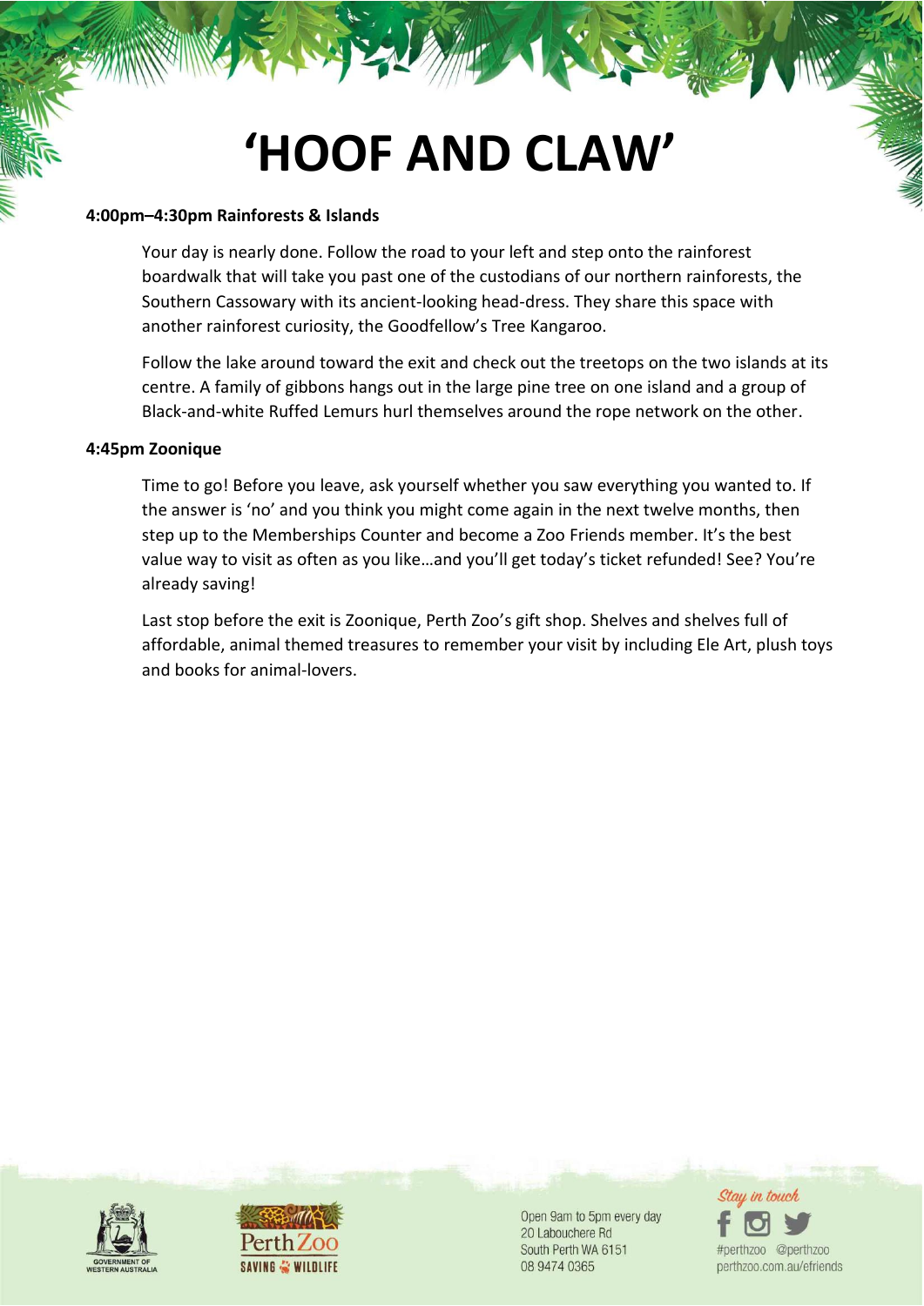# 'HOOF AND CLAW'

**4:00pm–4:30pm Rainforests & Islands**

Your day is nearly done. Follow the road to your left and step onto the rainforest boardwalk that will take you past one of the custodians of our northern rainforests, the Southern Cassowary with its ancient-looking head-dress. They share this space with another rainforest curiosity, the Goodfellow's Tree Kangaroo.

Follow the lake around toward the exit and check out the treetops on the two islands at its centre. A family of gibbons hangs out in the large pine tree on one island and a group of Black-and-white Ruffed Lemurs hurl themselves around the rope network on the other.

**4:45pm Zoonique**

Time to go! Before you leave, ask yourself whether you saw everything you wanted to. If the answer is 'no' and you think you might come again in the next twelve months, then step up to the Memberships Counter and become a Zoo Friends member. It's the best value way to visit as often as you like…and you'll get today's ticket refunded! See? You're already saving!

Last stop before the exit is Zoonique, Perth Zoo's gift shop. Shelves and shelves full of affordable, animal themed treasures to remember your visit by including Ele Art, plush toys and books for animal-lovers.